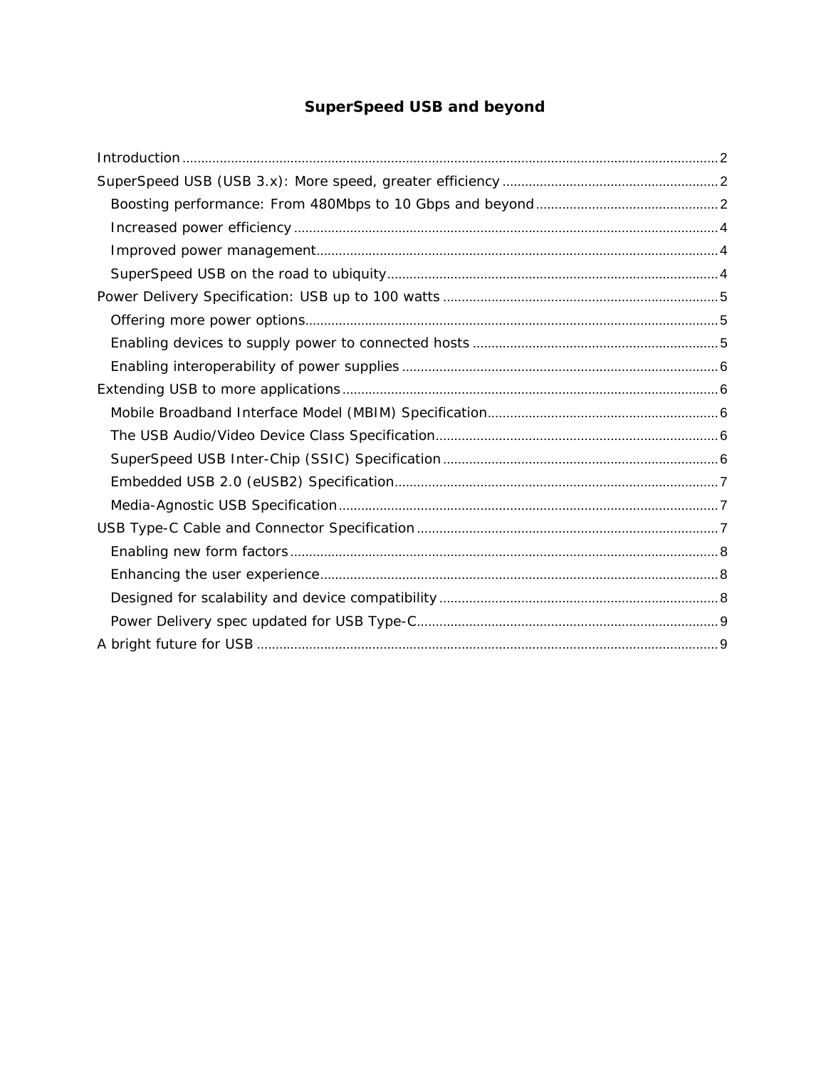# SuperSpeed USB and beyond

Introduction ..... 2

SuperSpeed USB (USB 3.x): More speed, greater efficiency ..... 2

- Boosting performance: From 480Mbps to 10 Gbps and beyond ..... 2
- Increased power efficiency ..... 4
- Improved power management ..... 4
- SuperSpeed USB on the road to ubiquity ..... 4

Power Delivery Specification: USB up to 100 watts ..... 5

- Offering more power options ..... 5
- Enabling devices to supply power to connected hosts ..... 5
- Enabling interoperability of power supplies ..... 6

Extending USB to more applications ..... 6

- Mobile Broadband Interface Model (MBIM) Specification ..... 6
- The USB Audio/Video Device Class Specification ..... 6
- SuperSpeed USB Inter-Chip (SSIC) Specification ..... 6
- Embedded USB 2.0 (eUSB2) Specification ..... 7
- Media-Agnostic USB Specification ..... 7

USB Type-C Cable and Connector Specification ..... 7

- Enabling new form factors ..... 8
- Enhancing the user experience ..... 8
- Designed for scalability and device compatibility ..... 8
- Power Delivery spec updated for USB Type-C ..... 9

A bright future for USB ..... 9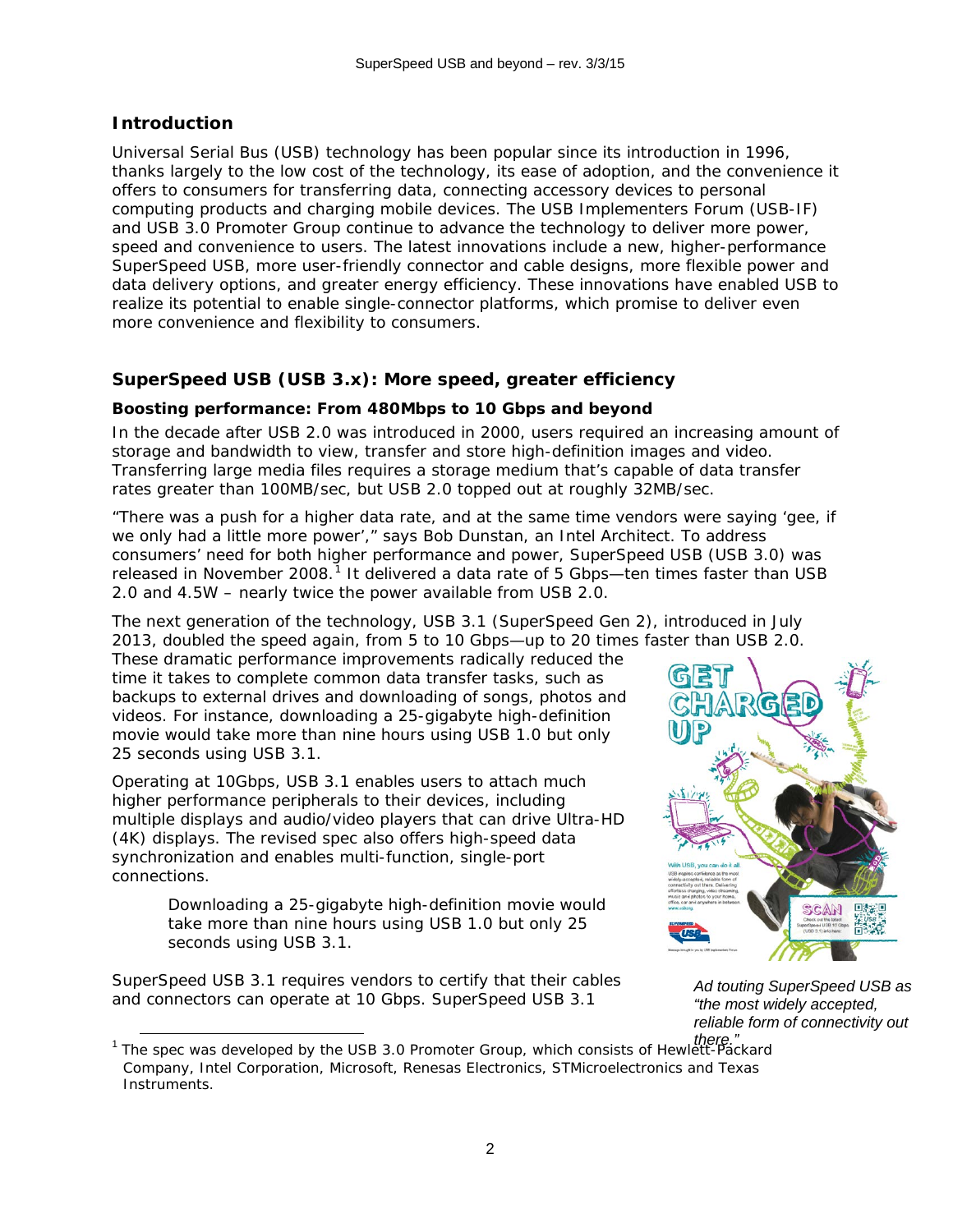## Introduction

Universal Serial Bus (USB) technology has been popular since its introduction in 1996, thanks largely to the low cost of the technology, its ease of adoption, and the convenience it offers to consumers for transferring data, connecting accessory devices to personal computing products and charging mobile devices. The USB Implementers Forum (USB-IF) and USB 3.0 Promoter Group continue to advance the technology to deliver more power, speed and convenience to users. The latest innovations include a new, higher-performance SuperSpeed USB, more user-friendly connector and cable designs, more flexible power and data delivery options, and greater energy efficiency. These innovations have enabled USB to realize its potential to enable single-connector platforms, which promise to deliver even more convenience and flexibility to consumers.

## SuperSpeed USB (USB 3.x): More speed, greater efficiency

### Boosting performance: From 480Mbps to 10 Gbps and beyond

In the decade after USB 2.0 was introduced in 2000, users required an increasing amount of storage and bandwidth to view, transfer and store high-definition images and video. Transferring large media files requires a storage medium that's capable of data transfer rates greater than 100MB/sec, but USB 2.0 topped out at roughly 32MB/sec.

"There was a push for a higher data rate, and at the same time vendors were saying 'gee, if we only had a little more power'," says Bob Dunstan, an Intel Architect. To address consumers' need for both higher performance and power, SuperSpeed USB (USB 3.0) was released in November 2008.[1] It delivered a data rate of 5 Gbps—ten times faster than USB 2.0 and 4.5W – nearly twice the power available from USB 2.0.

The next generation of the technology, USB 3.1 (SuperSpeed Gen 2), introduced in July 2013, doubled the speed again, from 5 to 10 Gbps—up to 20 times faster than USB 2.0. These dramatic performance improvements radically reduced the time it takes to complete common data transfer tasks, such as backups to external drives and downloading of songs, photos and videos. For instance, downloading a 25-gigabyte high-definition movie would take more than nine hours using USB 1.0 but only 25 seconds using USB 3.1.

Operating at 10Gbps, USB 3.1 enables users to attach much higher performance peripherals to their devices, including multiple displays and audio/video players that can drive Ultra-HD (4K) displays. The revised spec also offers high-speed data synchronization and enables multi-function, single-port connections.

> Downloading a 25-gigabyte high-definition movie would take more than nine hours using USB 1.0 but only 25 seconds using USB 3.1.

*Ad touting SuperSpeed USB as "the most widely accepted, reliable form of connectivity out there."*

SuperSpeed USB 3.1 requires vendors to certify that their cables and connectors can operate at 10 Gbps. SuperSpeed USB 3.1

[1] The spec was developed by the USB 3.0 Promoter Group, which consists of Hewlett-Packard Company, Intel Corporation, Microsoft, Renesas Electronics, STMicroelectronics and Texas Instruments.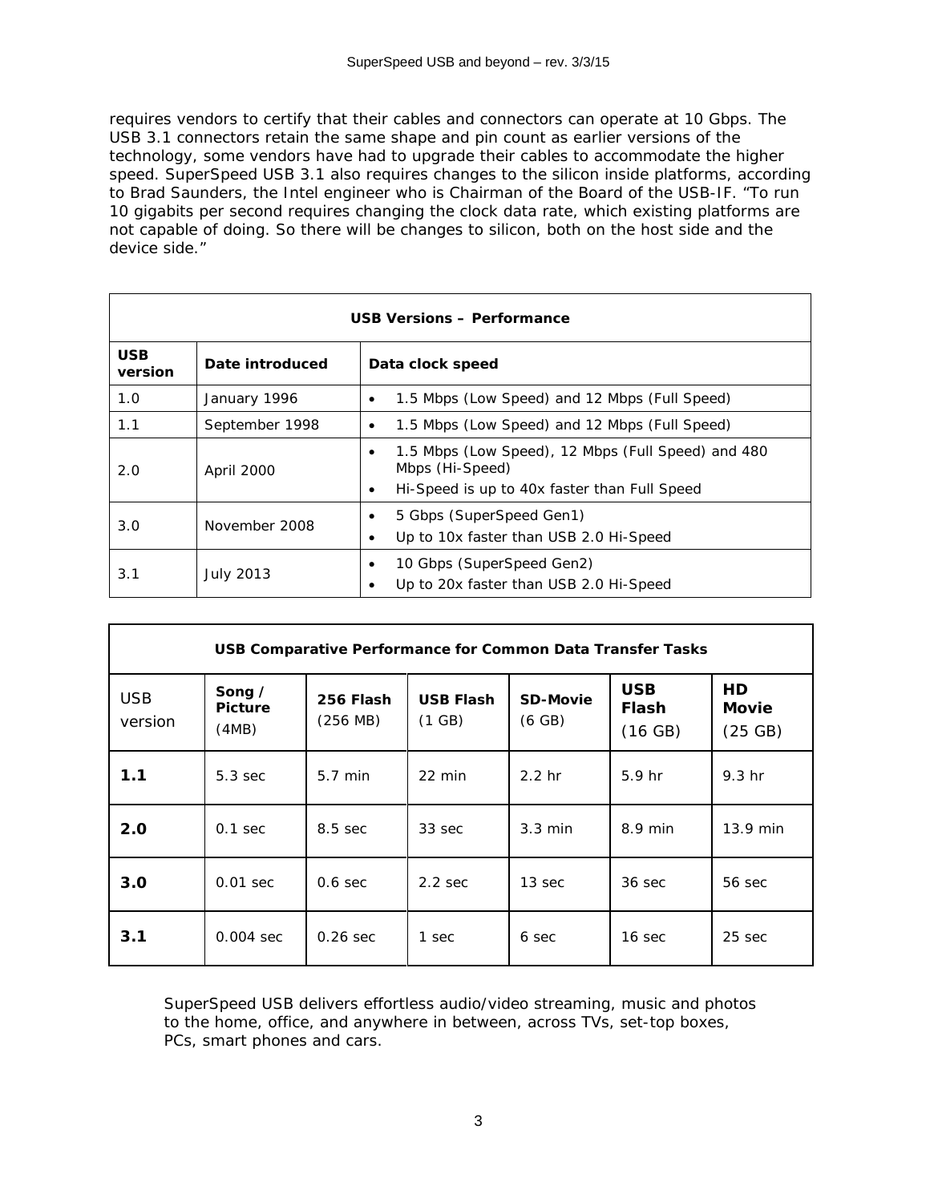requires vendors to certify that their cables and connectors can operate at 10 Gbps. The USB 3.1 connectors retain the same shape and pin count as earlier versions of the technology, some vendors have had to upgrade their cables to accommodate the higher speed. SuperSpeed USB 3.1 also requires changes to the silicon inside platforms, according to Brad Saunders, the Intel engineer who is Chairman of the Board of the USB-IF. “To run 10 gigabits per second requires changing the clock data rate, which existing platforms are not capable of doing. So there will be changes to silicon, both on the host side and the device side.”

| **USB Versions – Performance** | | |
|---|---|---|
| **USB version** | **Date introduced** | **Data clock speed** |
| 1.0 | January 1996 | • 1.5 Mbps (Low Speed) and 12 Mbps (Full Speed) |
| 1.1 | September 1998 | • 1.5 Mbps (Low Speed) and 12 Mbps (Full Speed) |
| 2.0 | April 2000 | • 1.5 Mbps (Low Speed), 12 Mbps (Full Speed) and 480 Mbps (Hi-Speed)<br>• Hi-Speed is up to 40x faster than Full Speed |
| 3.0 | November 2008 | • 5 Gbps (SuperSpeed Gen1)<br>• Up to 10x faster than USB 2.0 Hi-Speed |
| 3.1 | July 2013 | • 10 Gbps (SuperSpeed Gen2)<br>• Up to 20x faster than USB 2.0 Hi-Speed |

| **USB Comparative Performance for Common Data Transfer Tasks** | | | | | | |
|---|---|---|---|---|---|---|
| USB version | **Song / Picture** (4MB) | **256 Flash** (256 MB) | **USB Flash** (1 GB) | **SD-Movie** (6 GB) | **USB Flash** (16 GB) | **HD Movie** (25 GB) |
| **1.1** | 5.3 sec | 5.7 min | 22 min | 2.2 hr | 5.9 hr | 9.3 hr |
| **2.0** | 0.1 sec | 8.5 sec | 33 sec | 3.3 min | 8.9 min | 13.9 min |
| **3.0** | 0.01 sec | 0.6 sec | 2.2 sec | 13 sec | 36 sec | 56 sec |
| **3.1** | 0.004 sec | 0.26 sec | 1 sec | 6 sec | 16 sec | 25 sec |

SuperSpeed USB delivers effortless audio/video streaming, music and photos to the home, office, and anywhere in between, across TVs, set-top boxes, PCs, smart phones and cars.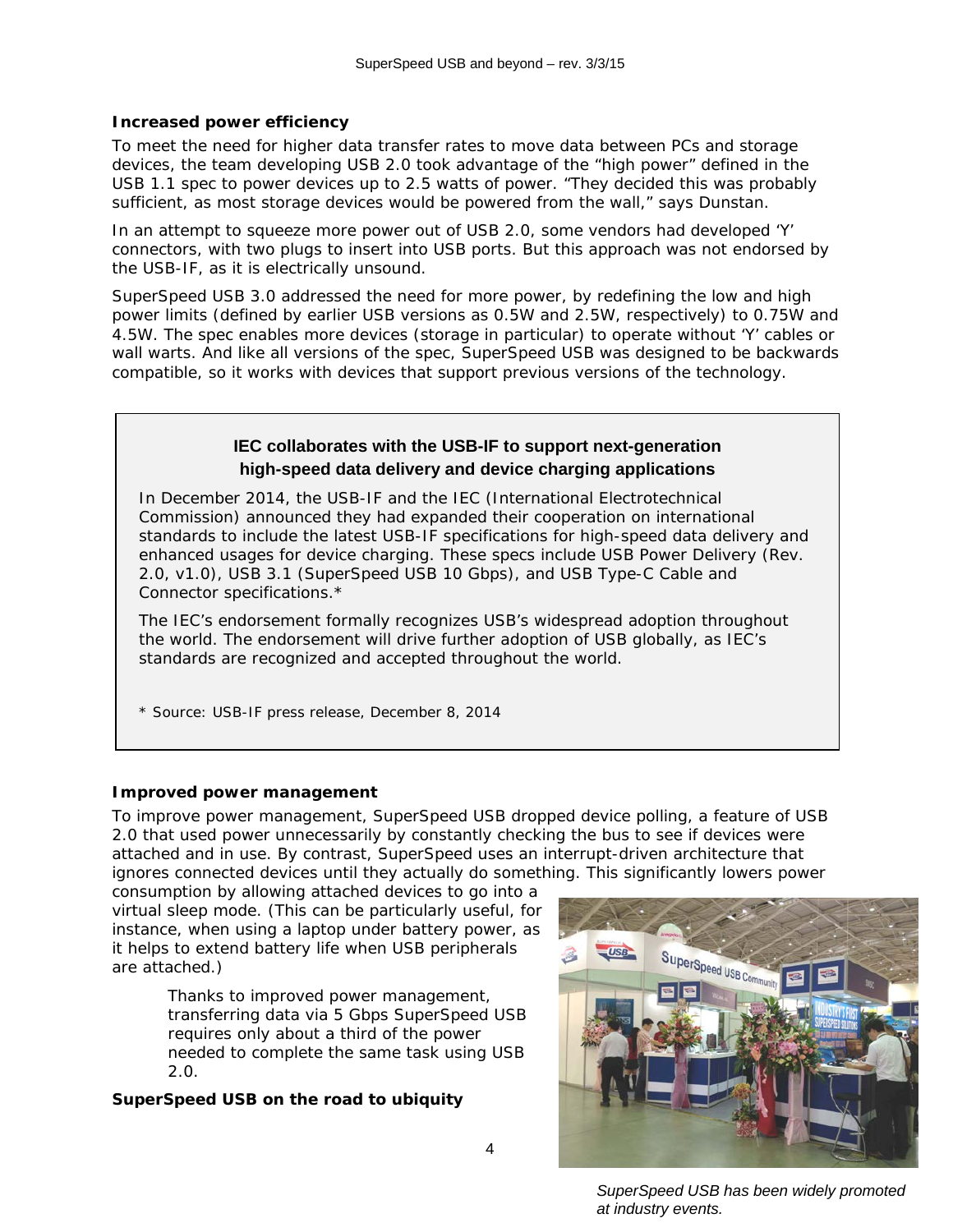### Increased power efficiency

To meet the need for higher data transfer rates to move data between PCs and storage devices, the team developing USB 2.0 took advantage of the “high power” defined in the USB 1.1 spec to power devices up to 2.5 watts of power. “They decided this was probably sufficient, as most storage devices would be powered from the wall,” says Dunstan.

In an attempt to squeeze more power out of USB 2.0, some vendors had developed ‘Y’ connectors, with two plugs to insert into USB ports. But this approach was not endorsed by the USB-IF, as it is electrically unsound.

SuperSpeed USB 3.0 addressed the need for more power, by redefining the low and high power limits (defined by earlier USB versions as 0.5W and 2.5W, respectively) to 0.75W and 4.5W. The spec enables more devices (storage in particular) to operate without ‘Y’ cables or wall warts. And like all versions of the spec, SuperSpeed USB was designed to be backwards compatible, so it works with devices that support previous versions of the technology.

> **IEC collaborates with the USB-IF to support next-generation high-speed data delivery and device charging applications**
>
> In December 2014, the USB-IF and the IEC (International Electrotechnical Commission) announced they had expanded their cooperation on international standards to include the latest USB-IF specifications for high-speed data delivery and enhanced usages for device charging. These specs include USB Power Delivery (Rev. 2.0, v1.0), USB 3.1 (SuperSpeed USB 10 Gbps), and USB Type-C Cable and Connector specifications.*
>
> The IEC’s endorsement formally recognizes USB’s widespread adoption throughout the world. The endorsement will drive further adoption of USB globally, as IEC’s standards are recognized and accepted throughout the world.
>
> \* Source: USB-IF press release, December 8, 2014

### Improved power management

To improve power management, SuperSpeed USB dropped device polling, a feature of USB 2.0 that used power unnecessarily by constantly checking the bus to see if devices were attached and in use. By contrast, SuperSpeed uses an interrupt-driven architecture that ignores connected devices until they actually do something. This significantly lowers power consumption by allowing attached devices to go into a virtual sleep mode. (This can be particularly useful, for instance, when using a laptop under battery power, as it helps to extend battery life when USB peripherals are attached.)

> Thanks to improved power management, transferring data via 5 Gbps SuperSpeed USB requires only about a third of the power needed to complete the same task using USB 2.0.

*SuperSpeed USB has been widely promoted at industry events.*

### SuperSpeed USB on the road to ubiquity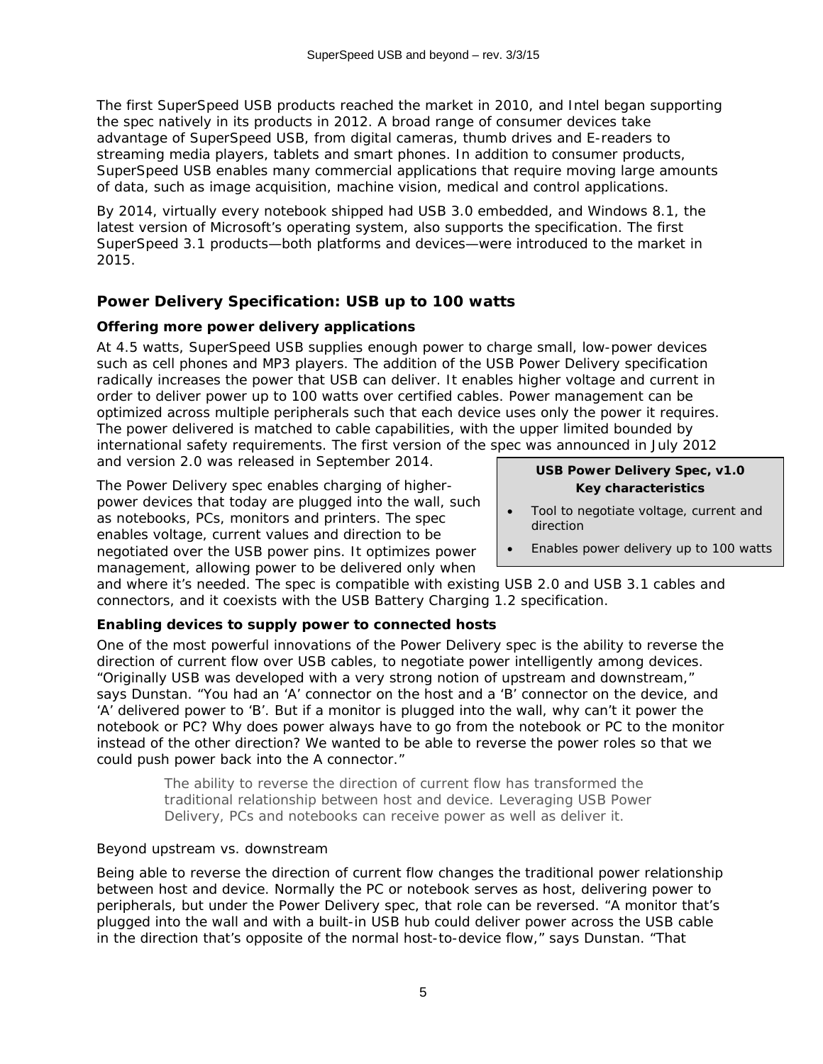The first SuperSpeed USB products reached the market in 2010, and Intel began supporting the spec natively in its products in 2012. A broad range of consumer devices take advantage of SuperSpeed USB, from digital cameras, thumb drives and E-readers to streaming media players, tablets and smart phones. In addition to consumer products, SuperSpeed USB enables many commercial applications that require moving large amounts of data, such as image acquisition, machine vision, medical and control applications.

By 2014, virtually every notebook shipped had USB 3.0 embedded, and Windows 8.1, the latest version of Microsoft's operating system, also supports the specification. The first SuperSpeed 3.1 products—both platforms and devices—were introduced to the market in 2015.

## Power Delivery Specification: USB up to 100 watts

### Offering more power delivery applications

At 4.5 watts, SuperSpeed USB supplies enough power to charge small, low-power devices such as cell phones and MP3 players. The addition of the USB Power Delivery specification radically increases the power that USB can deliver. It enables higher voltage and current in order to deliver power up to 100 watts over certified cables. Power management can be optimized across multiple peripherals such that each device uses only the power it requires. The power delivered is matched to cable capabilities, with the upper limited bounded by international safety requirements. The first version of the spec was announced in July 2012 and version 2.0 was released in September 2014.

> **USB Power Delivery Spec, v1.0**
> **Key characteristics**
>
> - Tool to negotiate voltage, current and direction
> - Enables power delivery up to 100 watts

The Power Delivery spec enables charging of higher-power devices that today are plugged into the wall, such as notebooks, PCs, monitors and printers. The spec enables voltage, current values and direction to be negotiated over the USB power pins. It optimizes power management, allowing power to be delivered only when and where it's needed. The spec is compatible with existing USB 2.0 and USB 3.1 cables and connectors, and it coexists with the USB Battery Charging 1.2 specification.

### Enabling devices to supply power to connected hosts

One of the most powerful innovations of the Power Delivery spec is the ability to reverse the direction of current flow over USB cables, to negotiate power intelligently among devices. "Originally USB was developed with a very strong notion of upstream and downstream," says Dunstan. "You had an 'A' connector on the host and a 'B' connector on the device, and 'A' delivered power to 'B'. But if a monitor is plugged into the wall, why can't it power the notebook or PC? Why does power always have to go from the notebook or PC to the monitor instead of the other direction? We wanted to be able to reverse the power roles so that we could push power back into the A connector."

> The ability to reverse the direction of current flow has transformed the traditional relationship between host and device. Leveraging USB Power Delivery, PCs and notebooks can receive power as well as deliver it.

Beyond upstream vs. downstream

Being able to reverse the direction of current flow changes the traditional power relationship between host and device. Normally the PC or notebook serves as host, delivering power to peripherals, but under the Power Delivery spec, that role can be reversed. "A monitor that's plugged into the wall and with a built-in USB hub could deliver power across the USB cable in the direction that's opposite of the normal host-to-device flow," says Dunstan. "That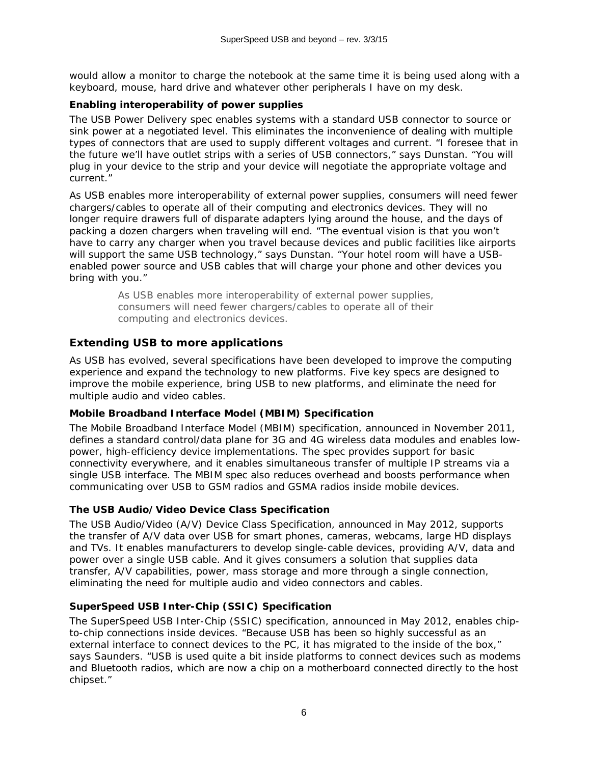would allow a monitor to charge the notebook at the same time it is being used along with a keyboard, mouse, hard drive and whatever other peripherals I have on my desk.

### Enabling interoperability of power supplies

The USB Power Delivery spec enables systems with a standard USB connector to source or sink power at a negotiated level. This eliminates the inconvenience of dealing with multiple types of connectors that are used to supply different voltages and current. "I foresee that in the future we'll have outlet strips with a series of USB connectors," says Dunstan. "You will plug in your device to the strip and your device will negotiate the appropriate voltage and current."

As USB enables more interoperability of external power supplies, consumers will need fewer chargers/cables to operate all of their computing and electronics devices. They will no longer require drawers full of disparate adapters lying around the house, and the days of packing a dozen chargers when traveling will end. "The eventual vision is that you won't have to carry any charger when you travel because devices and public facilities like airports will support the same USB technology," says Dunstan. "Your hotel room will have a USB-enabled power source and USB cables that will charge your phone and other devices you bring with you."

> As USB enables more interoperability of external power supplies, consumers will need fewer chargers/cables to operate all of their computing and electronics devices.

## Extending USB to more applications

As USB has evolved, several specifications have been developed to improve the computing experience and expand the technology to new platforms. Five key specs are designed to improve the mobile experience, bring USB to new platforms, and eliminate the need for multiple audio and video cables.

### Mobile Broadband Interface Model (MBIM) Specification

The Mobile Broadband Interface Model (MBIM) specification, announced in November 2011, defines a standard control/data plane for 3G and 4G wireless data modules and enables low-power, high-efficiency device implementations. The spec provides support for basic connectivity everywhere, and it enables simultaneous transfer of multiple IP streams via a single USB interface. The MBIM spec also reduces overhead and boosts performance when communicating over USB to GSM radios and GSMA radios inside mobile devices.

### The USB Audio/Video Device Class Specification

The USB Audio/Video (A/V) Device Class Specification, announced in May 2012, supports the transfer of A/V data over USB for smart phones, cameras, webcams, large HD displays and TVs. It enables manufacturers to develop single-cable devices, providing A/V, data and power over a single USB cable. And it gives consumers a solution that supplies data transfer, A/V capabilities, power, mass storage and more through a single connection, eliminating the need for multiple audio and video connectors and cables.

### SuperSpeed USB Inter-Chip (SSIC) Specification

The SuperSpeed USB Inter-Chip (SSIC) specification, announced in May 2012, enables chip-to-chip connections inside devices. "Because USB has been so highly successful as an external interface to connect devices to the PC, it has migrated to the inside of the box," says Saunders. "USB is used quite a bit inside platforms to connect devices such as modems and Bluetooth radios, which are now a chip on a motherboard connected directly to the host chipset."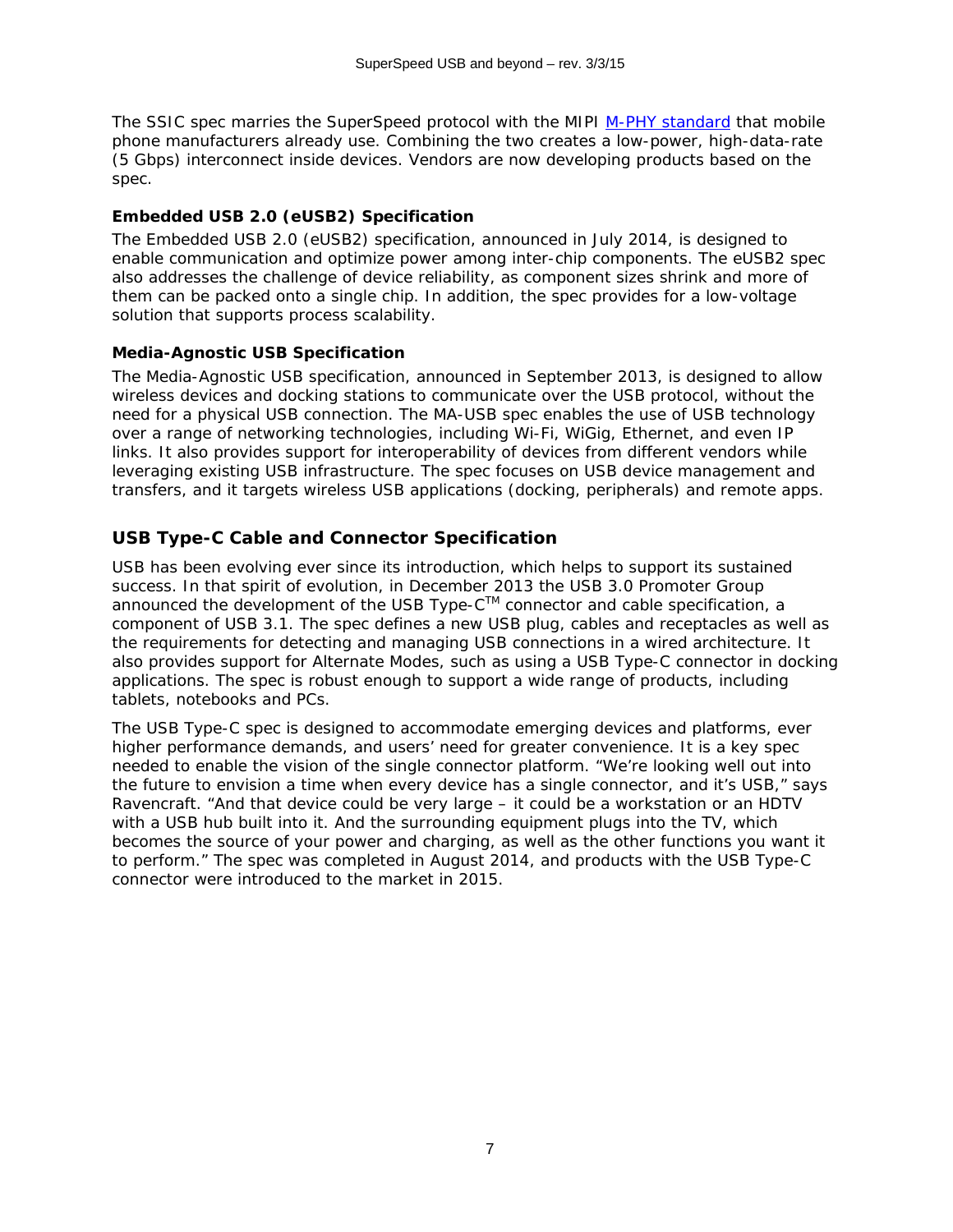The SSIC spec marries the SuperSpeed protocol with the MIPI [M-PHY standard]() that mobile phone manufacturers already use. Combining the two creates a low-power, high-data-rate (5 Gbps) interconnect inside devices. Vendors are now developing products based on the spec.

### Embedded USB 2.0 (eUSB2) Specification

The Embedded USB 2.0 (eUSB2) specification, announced in July 2014, is designed to enable communication and optimize power among inter-chip components. The eUSB2 spec also addresses the challenge of device reliability, as component sizes shrink and more of them can be packed onto a single chip. In addition, the spec provides for a low-voltage solution that supports process scalability.

### Media-Agnostic USB Specification

The Media-Agnostic USB specification, announced in September 2013, is designed to allow wireless devices and docking stations to communicate over the USB protocol, without the need for a physical USB connection. The MA-USB spec enables the use of USB technology over a range of networking technologies, including Wi-Fi, WiGig, Ethernet, and even IP links. It also provides support for interoperability of devices from different vendors while leveraging existing USB infrastructure. The spec focuses on USB device management and transfers, and it targets wireless USB applications (docking, peripherals) and remote apps.

## USB Type-C Cable and Connector Specification

USB has been evolving ever since its introduction, which helps to support its sustained success. In that spirit of evolution, in December 2013 the USB 3.0 Promoter Group announced the development of the USB Type-C™ connector and cable specification, a component of USB 3.1. The spec defines a new USB plug, cables and receptacles as well as the requirements for detecting and managing USB connections in a wired architecture. It also provides support for Alternate Modes, such as using a USB Type-C connector in docking applications. The spec is robust enough to support a wide range of products, including tablets, notebooks and PCs.

The USB Type-C spec is designed to accommodate emerging devices and platforms, ever higher performance demands, and users' need for greater convenience. It is a key spec needed to enable the vision of the single connector platform. "We're looking well out into the future to envision a time when every device has a single connector, and it's USB," says Ravencraft. "And that device could be very large – it could be a workstation or an HDTV with a USB hub built into it. And the surrounding equipment plugs into the TV, which becomes the source of your power and charging, as well as the other functions you want it to perform." The spec was completed in August 2014, and products with the USB Type-C connector were introduced to the market in 2015.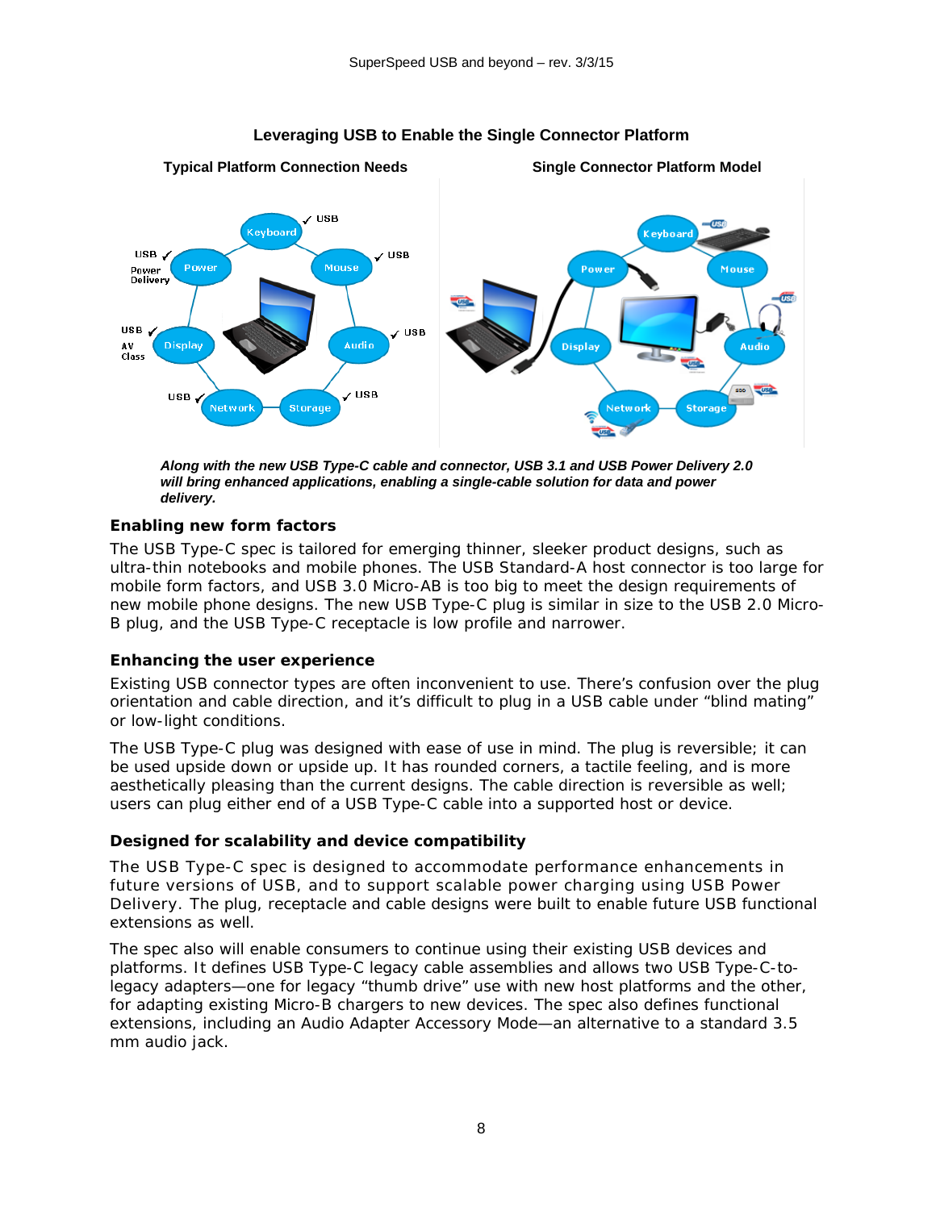**Leveraging USB to Enable the Single Connector Platform**

*Along with the new USB Type-C cable and connector, USB 3.1 and USB Power Delivery 2.0 will bring enhanced applications, enabling a single-cable solution for data and power delivery.*

### Enabling new form factors

The USB Type-C spec is tailored for emerging thinner, sleeker product designs, such as ultra-thin notebooks and mobile phones. The USB Standard-A host connector is too large for mobile form factors, and USB 3.0 Micro-AB is too big to meet the design requirements of new mobile phone designs. The new USB Type-C plug is similar in size to the USB 2.0 Micro-B plug, and the USB Type-C receptacle is low profile and narrower.

### Enhancing the user experience

Existing USB connector types are often inconvenient to use. There's confusion over the plug orientation and cable direction, and it's difficult to plug in a USB cable under "blind mating" or low-light conditions.

The USB Type-C plug was designed with ease of use in mind. The plug is reversible; it can be used upside down or upside up. It has rounded corners, a tactile feeling, and is more aesthetically pleasing than the current designs. The cable direction is reversible as well; users can plug either end of a USB Type-C cable into a supported host or device.

### Designed for scalability and device compatibility

The USB Type-C spec is designed to accommodate performance enhancements in future versions of USB, and to support scalable power charging using USB Power Delivery. The plug, receptacle and cable designs were built to enable future USB functional extensions as well.

The spec also will enable consumers to continue using their existing USB devices and platforms. It defines USB Type-C legacy cable assemblies and allows two USB Type-C-to-legacy adapters—one for legacy "thumb drive" use with new host platforms and the other, for adapting existing Micro-B chargers to new devices. The spec also defines functional extensions, including an Audio Adapter Accessory Mode—an alternative to a standard 3.5 mm audio jack.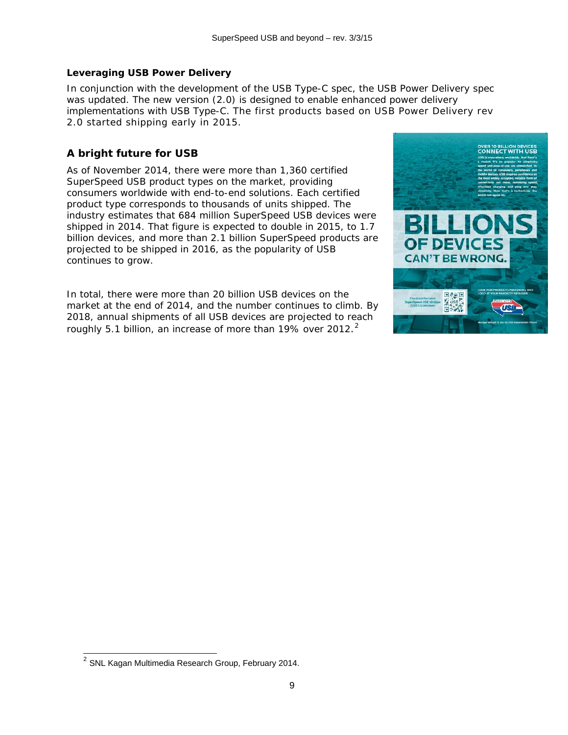### Leveraging USB Power Delivery

In conjunction with the development of the USB Type-C spec, the USB Power Delivery spec was updated. The new version (2.0) is designed to enable enhanced power delivery implementations with USB Type-C. The first products based on USB Power Delivery rev 2.0 started shipping early in 2015.

## A bright future for USB

As of November 2014, there were more than 1,360 certified SuperSpeed USB product types on the market, providing consumers worldwide with end-to-end solutions. Each certified product type corresponds to thousands of units shipped. The industry estimates that 684 million SuperSpeed USB devices were shipped in 2014. That figure is expected to double in 2015, to 1.7 billion devices, and more than 2.1 billion SuperSpeed products are projected to be shipped in 2016, as the popularity of USB continues to grow.

In total, there were more than 20 billion USB devices on the market at the end of 2014, and the number continues to climb. By 2018, annual shipments of all USB devices are projected to reach roughly 5.1 billion, an increase of more than 19% over 2012.[2]

---

[2] SNL Kagan Multimedia Research Group, February 2014.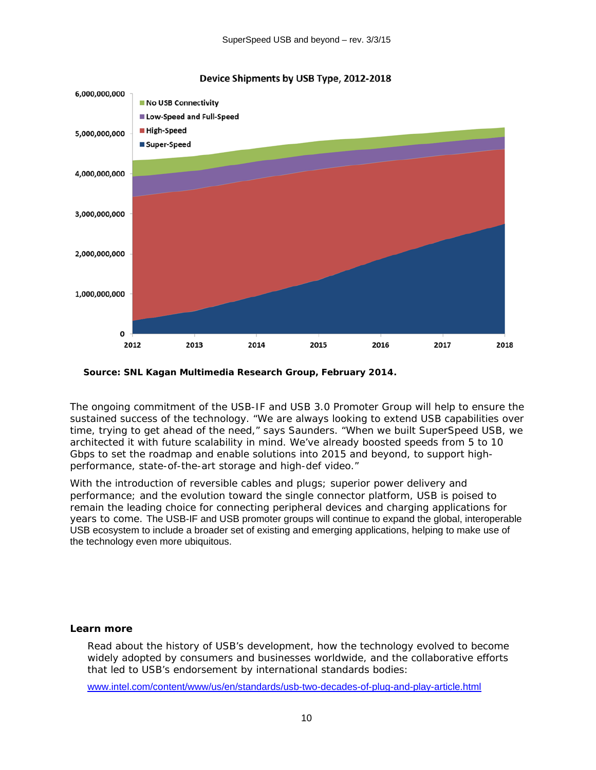**Device Shipments by USB Type, 2012-2018**

**Source: SNL Kagan Multimedia Research Group, February 2014.**

The ongoing commitment of the USB-IF and USB 3.0 Promoter Group will help to ensure the sustained success of the technology. "We are always looking to extend USB capabilities over time, trying to get ahead of the need," says Saunders. "When we built SuperSpeed USB, we architected it with future scalability in mind. We've already boosted speeds from 5 to 10 Gbps to set the roadmap and enable solutions into 2015 and beyond, to support high-performance, state-of-the-art storage and high-def video."

With the introduction of reversible cables and plugs; superior power delivery and performance; and the evolution toward the single connector platform, USB is poised to remain the leading choice for connecting peripheral devices and charging applications for years to come. The USB-IF and USB promoter groups will continue to expand the global, interoperable USB ecosystem to include a broader set of existing and emerging applications, helping to make use of the technology even more ubiquitous.

**Learn more**

Read about the history of USB's development, how the technology evolved to become widely adopted by consumers and businesses worldwide, and the collaborative efforts that led to USB's endorsement by international standards bodies:

[www.intel.com/content/www/us/en/standards/usb-two-decades-of-plug-and-play-article.html](www.intel.com/content/www/us/en/standards/usb-two-decades-of-plug-and-play-article.html)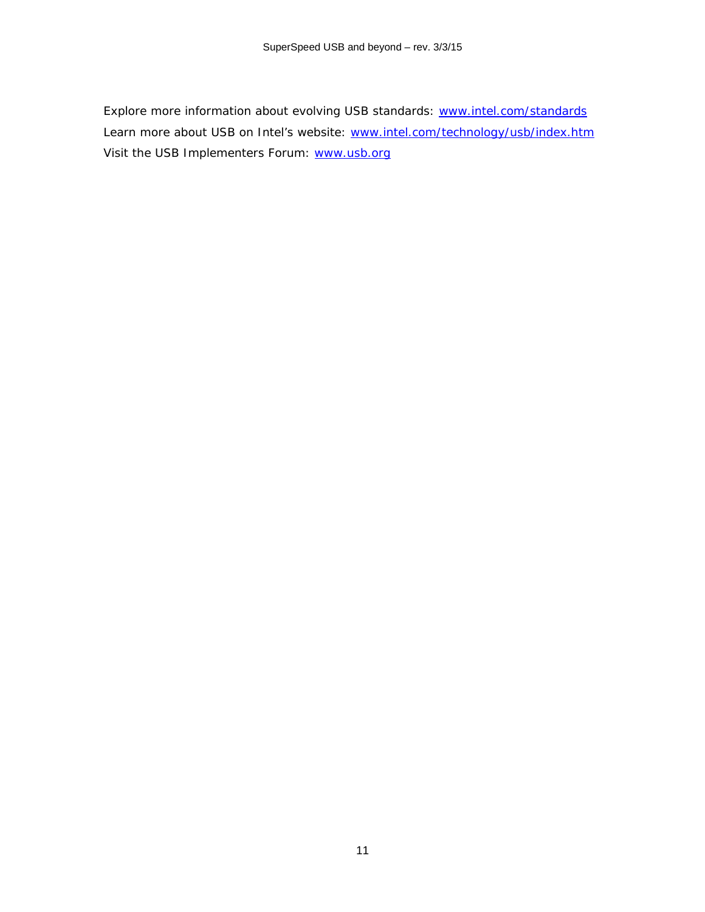Explore more information about evolving USB standards: [www.intel.com/standards](http://www.intel.com/standards)

Learn more about USB on Intel's website: [www.intel.com/technology/usb/index.htm](http://www.intel.com/technology/usb/index.htm)

Visit the USB Implementers Forum: [www.usb.org](http://www.usb.org)